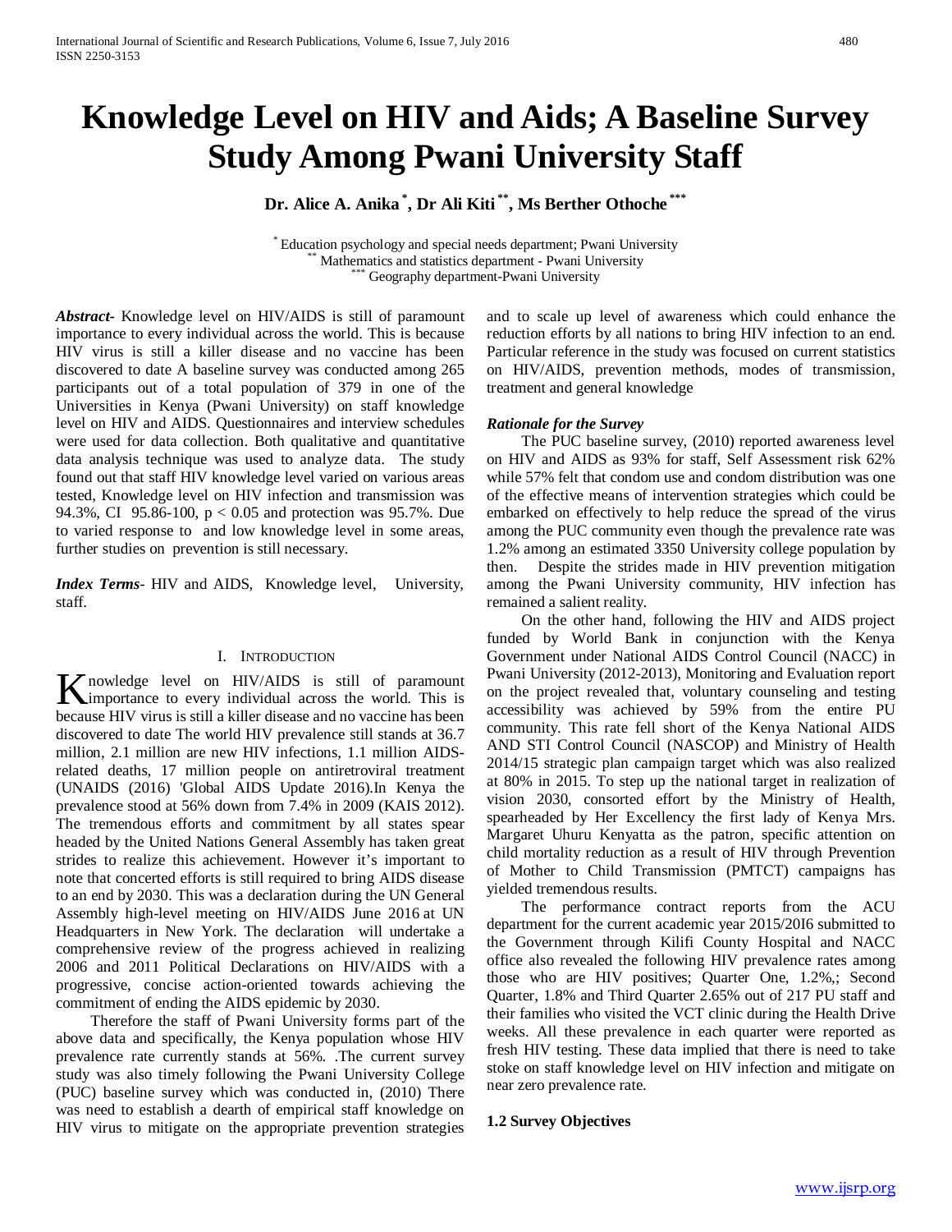# Knowledge Level on HIV and Aids; A Baseline Survey Study Among Pwani University Staff

**Dr. Alice A. Anika [*], Dr Ali Kiti [**], Ms Berther Othoche [***]**

[*] Education psychology and special needs department; Pwani University
[**] Mathematics and statistics department - Pwani University
[***] Geography department-Pwani University

***Abstract*-** Knowledge level on HIV/AIDS is still of paramount importance to every individual across the world. This is because HIV virus is still a killer disease and no vaccine has been discovered to date A baseline survey was conducted among 265 participants out of a total population of 379 in one of the Universities in Kenya (Pwani University) on staff knowledge level on HIV and AIDS. Questionnaires and interview schedules were used for data collection. Both qualitative and quantitative data analysis technique was used to analyze data. The study found out that staff HIV knowledge level varied on various areas tested, Knowledge level on HIV infection and transmission was 94.3%, CI 95.86-100, $p < 0.05$ and protection was 95.7%. Due to varied response to and low knowledge level in some areas, further studies on prevention is still necessary.

***Index Terms*-** HIV and AIDS, Knowledge level, University, staff.

## I. Introduction

Knowledge level on HIV/AIDS is still of paramount importance to every individual across the world. This is because HIV virus is still a killer disease and no vaccine has been discovered to date The world HIV prevalence still stands at 36.7 million, 2.1 million are new HIV infections, 1.1 million AIDS-related deaths, 17 million people on antiretroviral treatment (UNAIDS (2016) 'Global AIDS Update 2016).In Kenya the prevalence stood at 56% down from 7.4% in 2009 (KAIS 2012). The tremendous efforts and commitment by all states spear headed by the United Nations General Assembly has taken great strides to realize this achievement. However it's important to note that concerted efforts is still required to bring AIDS disease to an end by 2030. This was a declaration during the UN General Assembly high-level meeting on HIV/AIDS June 2016 at UN Headquarters in New York. The declaration will undertake a comprehensive review of the progress achieved in realizing 2006 and 2011 Political Declarations on HIV/AIDS with a progressive, concise action-oriented towards achieving the commitment of ending the AIDS epidemic by 2030.

Therefore the staff of Pwani University forms part of the above data and specifically, the Kenya population whose HIV prevalence rate currently stands at 56%. .The current survey study was also timely following the Pwani University College (PUC) baseline survey which was conducted in, (2010) There was need to establish a dearth of empirical staff knowledge on HIV virus to mitigate on the appropriate prevention strategies and to scale up level of awareness which could enhance the reduction efforts by all nations to bring HIV infection to an end. Particular reference in the study was focused on current statistics on HIV/AIDS, prevention methods, modes of transmission, treatment and general knowledge

### *Rationale for the Survey*

The PUC baseline survey, (2010) reported awareness level on HIV and AIDS as 93% for staff, Self Assessment risk 62% while 57% felt that condom use and condom distribution was one of the effective means of intervention strategies which could be embarked on effectively to help reduce the spread of the virus among the PUC community even though the prevalence rate was 1.2% among an estimated 3350 University college population by then. Despite the strides made in HIV prevention mitigation among the Pwani University community, HIV infection has remained a salient reality.

On the other hand, following the HIV and AIDS project funded by World Bank in conjunction with the Kenya Government under National AIDS Control Council (NACC) in Pwani University (2012-2013), Monitoring and Evaluation report on the project revealed that, voluntary counseling and testing accessibility was achieved by 59% from the entire PU community. This rate fell short of the Kenya National AIDS AND STI Control Council (NASCOP) and Ministry of Health 2014/15 strategic plan campaign target which was also realized at 80% in 2015. To step up the national target in realization of vision 2030, consorted effort by the Ministry of Health, spearheaded by Her Excellency the first lady of Kenya Mrs. Margaret Uhuru Kenyatta as the patron, specific attention on child mortality reduction as a result of HIV through Prevention of Mother to Child Transmission (PMTCT) campaigns has yielded tremendous results.

The performance contract reports from the ACU department for the current academic year 2015/20I6 submitted to the Government through Kilifi County Hospital and NACC office also revealed the following HIV prevalence rates among those who are HIV positives; Quarter One, 1.2%,; Second Quarter, 1.8% and Third Quarter 2.65% out of 217 PU staff and their families who visited the VCT clinic during the Health Drive weeks. All these prevalence in each quarter were reported as fresh HIV testing. These data implied that there is need to take stoke on staff knowledge level on HIV infection and mitigate on near zero prevalence rate.

### 1.2 Survey Objectives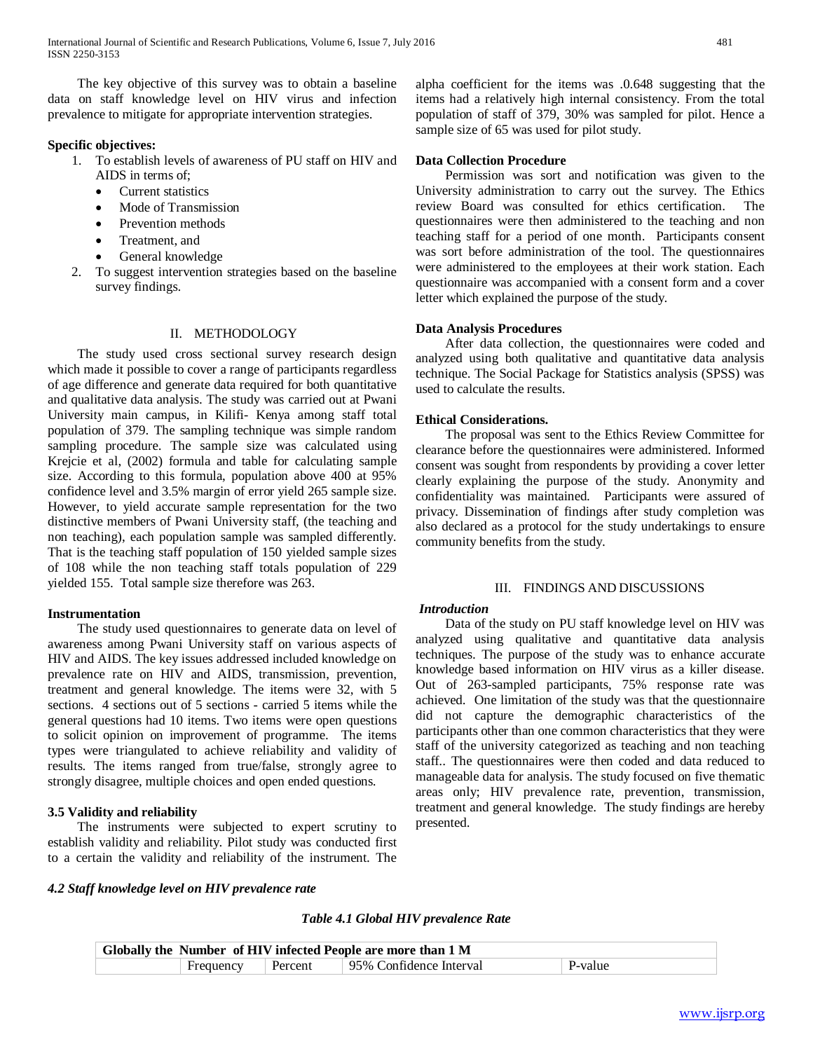The key objective of this survey was to obtain a baseline data on staff knowledge level on HIV virus and infection prevalence to mitigate for appropriate intervention strategies.

**Specific objectives:**

1. To establish levels of awareness of PU staff on HIV and AIDS in terms of;
   - Current statistics
   - Mode of Transmission
   - Prevention methods
   - Treatment, and
   - General knowledge
2. To suggest intervention strategies based on the baseline survey findings.

## II. METHODOLOGY

The study used cross sectional survey research design which made it possible to cover a range of participants regardless of age difference and generate data required for both quantitative and qualitative data analysis. The study was carried out at Pwani University main campus, in Kilifi- Kenya among staff total population of 379. The sampling technique was simple random sampling procedure. The sample size was calculated using Krejcie et al, (2002) formula and table for calculating sample size. According to this formula, population above 400 at 95% confidence level and 3.5% margin of error yield 265 sample size. However, to yield accurate sample representation for the two distinctive members of Pwani University staff, (the teaching and non teaching), each population sample was sampled differently. That is the teaching staff population of 150 yielded sample sizes of 108 while the non teaching staff totals population of 229 yielded 155. Total sample size therefore was 263.

**Instrumentation**

The study used questionnaires to generate data on level of awareness among Pwani University staff on various aspects of HIV and AIDS. The key issues addressed included knowledge on prevalence rate on HIV and AIDS, transmission, prevention, treatment and general knowledge. The items were 32, with 5 sections. 4 sections out of 5 sections - carried 5 items while the general questions had 10 items. Two items were open questions to solicit opinion on improvement of programme. The items types were triangulated to achieve reliability and validity of results. The items ranged from true/false, strongly agree to strongly disagree, multiple choices and open ended questions.

**3.5 Validity and reliability**

The instruments were subjected to expert scrutiny to establish validity and reliability. Pilot study was conducted first to a certain the validity and reliability of the instrument. The alpha coefficient for the items was .0.648 suggesting that the items had a relatively high internal consistency. From the total population of staff of 379, 30% was sampled for pilot. Hence a sample size of 65 was used for pilot study.

**Data Collection Procedure**

Permission was sort and notification was given to the University administration to carry out the survey. The Ethics review Board was consulted for ethics certification. The questionnaires were then administered to the teaching and non teaching staff for a period of one month. Participants consent was sort before administration of the tool. The questionnaires were administered to the employees at their work station. Each questionnaire was accompanied with a consent form and a cover letter which explained the purpose of the study.

**Data Analysis Procedures**

After data collection, the questionnaires were coded and analyzed using both qualitative and quantitative data analysis technique. The Social Package for Statistics analysis (SPSS) was used to calculate the results.

**Ethical Considerations.**

The proposal was sent to the Ethics Review Committee for clearance before the questionnaires were administered. Informed consent was sought from respondents by providing a cover letter clearly explaining the purpose of the study. Anonymity and confidentiality was maintained. Participants were assured of privacy. Dissemination of findings after study completion was also declared as a protocol for the study undertakings to ensure community benefits from the study.

## III. FINDINGS AND DISCUSSIONS

***Introduction***

Data of the study on PU staff knowledge level on HIV was analyzed using qualitative and quantitative data analysis techniques. The purpose of the study was to enhance accurate knowledge based information on HIV virus as a killer disease. Out of 263-sampled participants, 75% response rate was achieved. One limitation of the study was that the questionnaire did not capture the demographic characteristics of the participants other than one common characteristics that they were staff of the university categorized as teaching and non teaching staff.. The questionnaires were then coded and data reduced to manageable data for analysis. The study focused on five thematic areas only; HIV prevalence rate, prevention, transmission, treatment and general knowledge. The study findings are hereby presented.

***4.2 Staff knowledge level on HIV prevalence rate***

***Table 4.1 Global HIV prevalence Rate***

| Globally the Number of HIV infected People are more than 1 M | | | | |
|---|---|---|---|---|
| | Frequency | Percent | 95% Confidence Interval | P-value |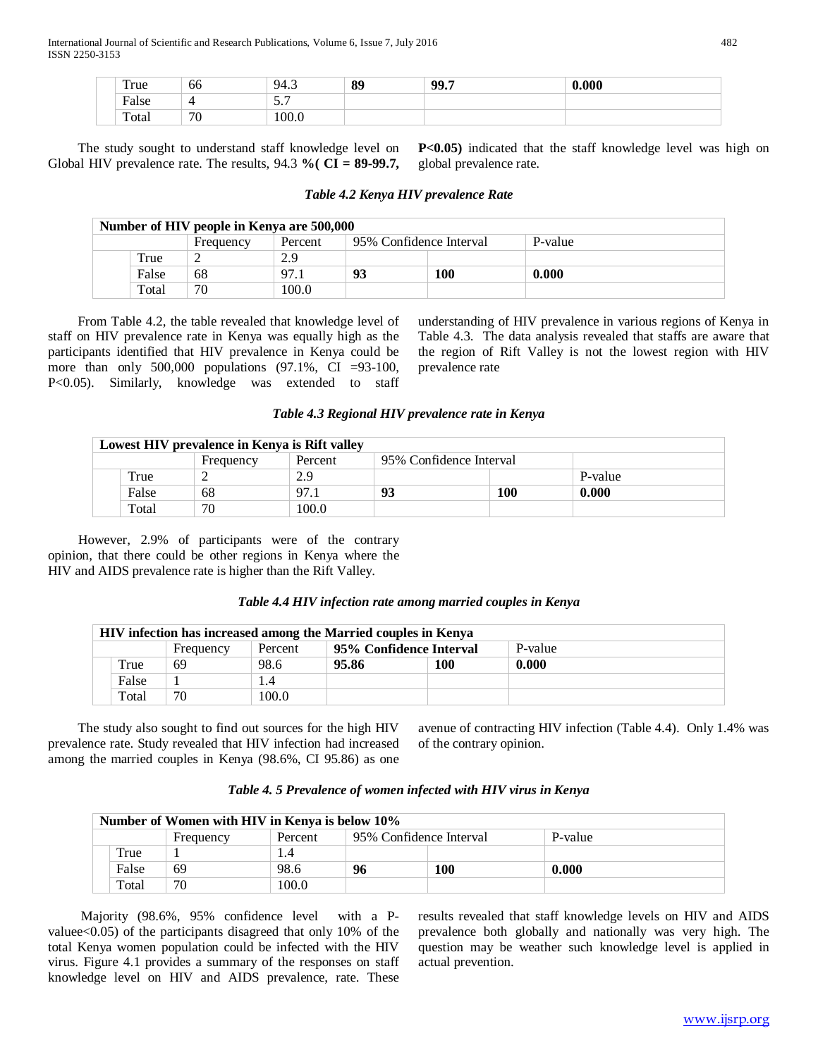| | | Frequency | Percent | 95% Confidence Interval | | P-value |
|---|---|---|---|---|---|---|
| | True | 66 | 94.3 | **89** | **99.7** | **0.000** |
| | False | 4 | 5.7 | | | |
| | Total | 70 | 100.0 | | | |

The study sought to understand staff knowledge level on Global HIV prevalence rate. The results, 94.3 **%( CI = 89-99.7, P<0.05)** indicated that the staff knowledge level was high on global prevalence rate.

***Table 4.2 Kenya HIV prevalence Rate***

| **Number of HIV people in Kenya are 500,000** | | | | | | |
|---|---|---|---|---|---|---|
| | | Frequency | Percent | 95% Confidence Interval | | P-value |
| | True | 2 | 2.9 | | | |
| | False | 68 | 97.1 | **93** | **100** | **0.000** |
| | Total | 70 | 100.0 | | | |

From Table 4.2, the table revealed that knowledge level of staff on HIV prevalence rate in Kenya was equally high as the participants identified that HIV prevalence in Kenya could be more than only 500,000 populations (97.1%, CI =93-100, P<0.05). Similarly, knowledge was extended to staff understanding of HIV prevalence in various regions of Kenya in Table 4.3. The data analysis revealed that staffs are aware that the region of Rift Valley is not the lowest region with HIV prevalence rate

***Table 4.3 Regional HIV prevalence rate in Kenya***

| **Lowest HIV prevalence in Kenya is Rift valley** | | | | | | |
|---|---|---|---|---|---|---|
| | | Frequency | Percent | 95% Confidence Interval | | |
| | True | 2 | 2.9 | | | P-value |
| | False | 68 | 97.1 | **93** | **100** | **0.000** |
| | Total | 70 | 100.0 | | | |

However, 2.9% of participants were of the contrary opinion, that there could be other regions in Kenya where the HIV and AIDS prevalence rate is higher than the Rift Valley.

***Table 4.4 HIV infection rate among married couples in Kenya***

| **HIV infection has increased among the Married couples in Kenya** | | | | | | |
|---|---|---|---|---|---|---|
| | | Frequency | Percent | **95% Confidence Interval** | | P-value |
| | True | 69 | 98.6 | **95.86** | **100** | **0.000** |
| | False | 1 | 1.4 | | | |
| | Total | 70 | 100.0 | | | |

The study also sought to find out sources for the high HIV prevalence rate. Study revealed that HIV infection had increased among the married couples in Kenya (98.6%, CI 95.86) as one avenue of contracting HIV infection (Table 4.4). Only 1.4% was of the contrary opinion.

***Table 4. 5 Prevalence of women infected with HIV virus in Kenya***

| **Number of Women with HIV in Kenya is below 10%** | | | | | | |
|---|---|---|---|---|---|---|
| | | Frequency | Percent | 95% Confidence Interval | | P-value |
| | True | 1 | 1.4 | | | |
| | False | 69 | 98.6 | **96** | **100** | **0.000** |
| | Total | 70 | 100.0 | | | |

Majority (98.6%, 95% confidence level with a P-valuee<0.05) of the participants disagreed that only 10% of the total Kenya women population could be infected with the HIV virus. Figure 4.1 provides a summary of the responses on staff knowledge level on HIV and AIDS prevalence, rate. These results revealed that staff knowledge levels on HIV and AIDS prevalence both globally and nationally was very high. The question may be weather such knowledge level is applied in actual prevention.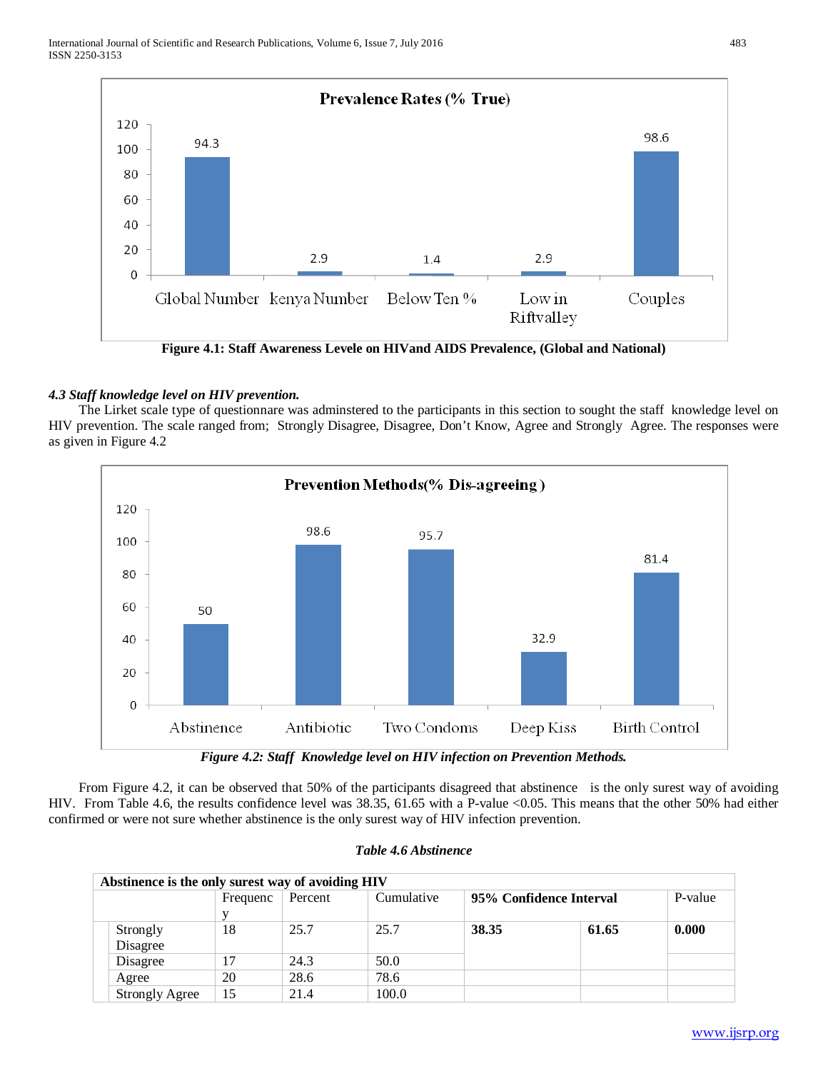**Figure 4.1: Staff Awareness Levele on HIVand AIDS Prevalence, (Global and National)**

### *4.3 Staff knowledge level on HIV prevention.*

The Lirket scale type of questionnare was adminstered to the participants in this section to sought the staff knowledge level on HIV prevention. The scale ranged from; Strongly Disagree, Disagree, Don't Know, Agree and Strongly Agree. The responses were as given in Figure 4.2

***Figure 4.2: Staff Knowledge level on HIV infection on Prevention Methods.***

From Figure 4.2, it can be observed that 50% of the participants disagreed that abstinence is the only surest way of avoiding HIV. From Table 4.6, the results confidence level was 38.35, 61.65 with a P-value <0.05. This means that the other 50% had either confirmed or were not sure whether abstinence is the only surest way of HIV infection prevention.

***Table 4.6 Abstinence***

| **Abstinence is the only surest way of avoiding HIV** | | | | | | |
|---|---|---|---|---|---|---|
| | Frequency | Percent | Cumulative | **95% Confidence Interval** | | P-value |
| Strongly Disagree | 18 | 25.7 | 25.7 | **38.35** | **61.65** | **0.000** |
| Disagree | 17 | 24.3 | 50.0 | | | |
| Agree | 20 | 28.6 | 78.6 | | | |
| Strongly Agree | 15 | 21.4 | 100.0 | | | |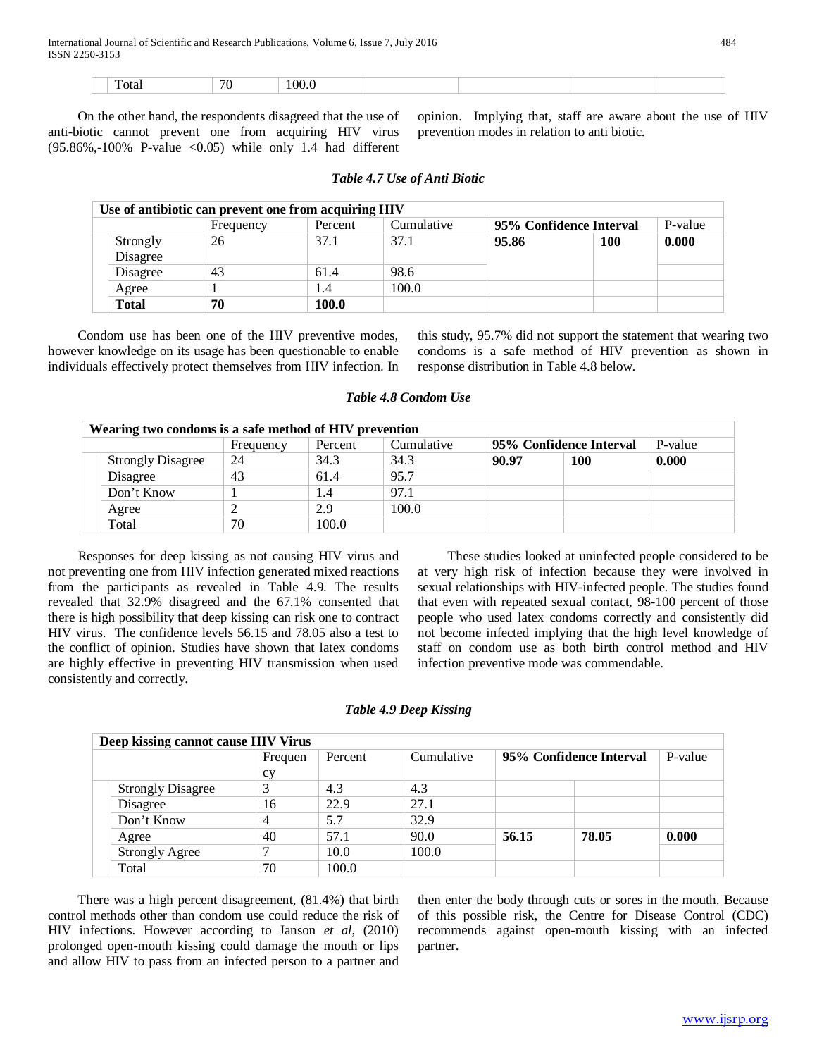| | Total | 70 | 100.0 | | | | |
|---|---|---|---|---|---|---|---|

On the other hand, the respondents disagreed that the use of anti-biotic cannot prevent one from acquiring HIV virus (95.86%,-100% P-value <0.05) while only 1.4 had different opinion. Implying that, staff are aware about the use of HIV prevention modes in relation to anti biotic.

***Table 4.7 Use of Anti Biotic***

| **Use of antibiotic can prevent one from acquiring HIV** | | | | | | | |
|---|---|---|---|---|---|---|---|
| | | Frequency | Percent | Cumulative | **95% Confidence Interval** | | P-value |
| | Strongly Disagree | 26 | 37.1 | 37.1 | **95.86** | **100** | **0.000** |
| | Disagree | 43 | 61.4 | 98.6 | | | |
| | Agree | 1 | 1.4 | 100.0 | | | |
| | **Total** | **70** | **100.0** | | | | |

Condom use has been one of the HIV preventive modes, however knowledge on its usage has been questionable to enable individuals effectively protect themselves from HIV infection. In this study, 95.7% did not support the statement that wearing two condoms is a safe method of HIV prevention as shown in response distribution in Table 4.8 below.

***Table 4.8 Condom Use***

| **Wearing two condoms is a safe method of HIV prevention** | | | | | | | |
|---|---|---|---|---|---|---|---|
| | | Frequency | Percent | Cumulative | **95% Confidence Interval** | | P-value |
| | Strongly Disagree | 24 | 34.3 | 34.3 | **90.97** | **100** | **0.000** |
| | Disagree | 43 | 61.4 | 95.7 | | | |
| | Don't Know | 1 | 1.4 | 97.1 | | | |
| | Agree | 2 | 2.9 | 100.0 | | | |
| | Total | 70 | 100.0 | | | | |

Responses for deep kissing as not causing HIV virus and not preventing one from HIV infection generated mixed reactions from the participants as revealed in Table 4.9. The results revealed that 32.9% disagreed and the 67.1% consented that there is high possibility that deep kissing can risk one to contract HIV virus. The confidence levels 56.15 and 78.05 also a test to the conflict of opinion. Studies have shown that latex condoms are highly effective in preventing HIV transmission when used consistently and correctly.

These studies looked at uninfected people considered to be at very high risk of infection because they were involved in sexual relationships with HIV-infected people. The studies found that even with repeated sexual contact, 98-100 percent of those people who used latex condoms correctly and consistently did not become infected implying that the high level knowledge of staff on condom use as both birth control method and HIV infection preventive mode was commendable.

***Table 4.9 Deep Kissing***

| **Deep kissing cannot cause HIV Virus** | | | | | | | |
|---|---|---|---|---|---|---|---|
| | | Frequency | Percent | Cumulative | **95% Confidence Interval** | | P-value |
| | Strongly Disagree | 3 | 4.3 | 4.3 | | | |
| | Disagree | 16 | 22.9 | 27.1 | | | |
| | Don't Know | 4 | 5.7 | 32.9 | | | |
| | Agree | 40 | 57.1 | 90.0 | **56.15** | **78.05** | **0.000** |
| | Strongly Agree | 7 | 10.0 | 100.0 | | | |
| | Total | 70 | 100.0 | | | | |

There was a high percent disagreement, (81.4%) that birth control methods other than condom use could reduce the risk of HIV infections. However according to Janson *et al*, (2010) prolonged open-mouth kissing could damage the mouth or lips and allow HIV to pass from an infected person to a partner and then enter the body through cuts or sores in the mouth. Because of this possible risk, the Centre for Disease Control (CDC) recommends against open-mouth kissing with an infected partner.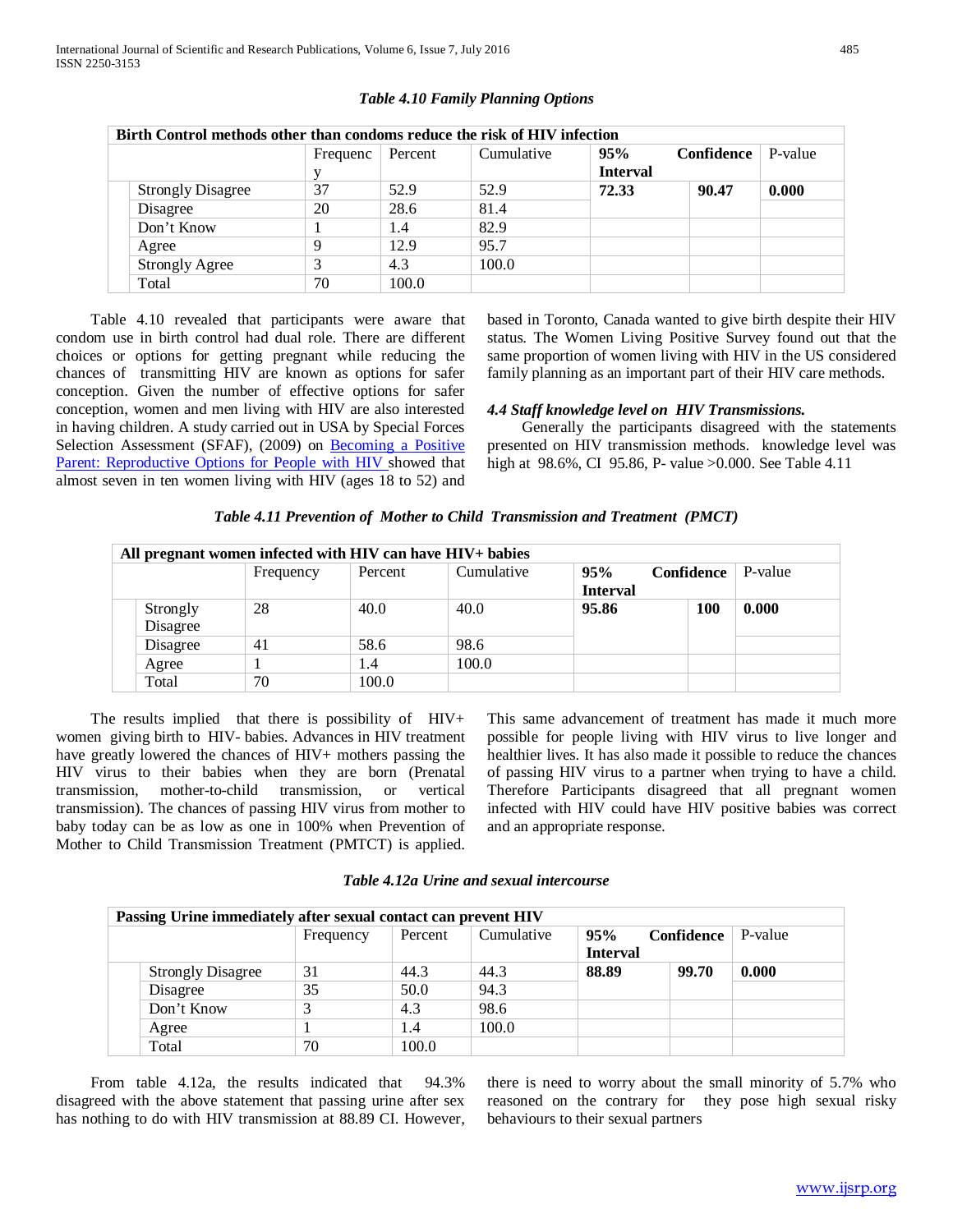*Table 4.10 Family Planning Options*

| Birth Control methods other than condoms reduce the risk of HIV infection | | | | | | |
|---|---|---|---|---|---|---|
| | Frequency | Percent | Cumulative | 95% Interval | Confidence | P-value |
| Strongly Disagree | 37 | 52.9 | 52.9 | **72.33** | **90.47** | **0.000** |
| Disagree | 20 | 28.6 | 81.4 | | | |
| Don't Know | 1 | 1.4 | 82.9 | | | |
| Agree | 9 | 12.9 | 95.7 | | | |
| Strongly Agree | 3 | 4.3 | 100.0 | | | |
| Total | 70 | 100.0 | | | | |

Table 4.10 revealed that participants were aware that condom use in birth control had dual role. There are different choices or options for getting pregnant while reducing the chances of transmitting HIV are known as options for safer conception. Given the number of effective options for safer conception, women and men living with HIV are also interested in having children. A study carried out in USA by Special Forces Selection Assessment (SFAF), (2009) on Becoming a Positive Parent: Reproductive Options for People with HIV showed that almost seven in ten women living with HIV (ages 18 to 52) and based in Toronto, Canada wanted to give birth despite their HIV status. The Women Living Positive Survey found out that the same proportion of women living with HIV in the US considered family planning as an important part of their HIV care methods.

#### *4.4 Staff knowledge level on HIV Transmissions.*

Generally the participants disagreed with the statements presented on HIV transmission methods. knowledge level was high at 98.6%, CI 95.86, P- value >0.000. See Table 4.11

*Table 4.11 Prevention of Mother to Child Transmission and Treatment (PMCT)*

| All pregnant women infected with HIV can have HIV+ babies | | | | | | |
|---|---|---|---|---|---|---|
| | Frequency | Percent | Cumulative | 95% Interval | Confidence | P-value |
| Strongly Disagree | 28 | 40.0 | 40.0 | **95.86** | **100** | **0.000** |
| Disagree | 41 | 58.6 | 98.6 | | | |
| Agree | 1 | 1.4 | 100.0 | | | |
| Total | 70 | 100.0 | | | | |

The results implied that there is possibility of HIV+ women giving birth to HIV- babies. Advances in HIV treatment have greatly lowered the chances of HIV+ mothers passing the HIV virus to their babies when they are born (Prenatal transmission, mother-to-child transmission, or vertical transmission). The chances of passing HIV virus from mother to baby today can be as low as one in 100% when Prevention of Mother to Child Transmission Treatment (PMTCT) is applied. This same advancement of treatment has made it much more possible for people living with HIV virus to live longer and healthier lives. It has also made it possible to reduce the chances of passing HIV virus to a partner when trying to have a child. Therefore Participants disagreed that all pregnant women infected with HIV could have HIV positive babies was correct and an appropriate response.

*Table 4.12a Urine and sexual intercourse*

| Passing Urine immediately after sexual contact can prevent HIV | | | | | | |
|---|---|---|---|---|---|---|
| | Frequency | Percent | Cumulative | 95% Interval | Confidence | P-value |
| Strongly Disagree | 31 | 44.3 | 44.3 | **88.89** | **99.70** | **0.000** |
| Disagree | 35 | 50.0 | 94.3 | | | |
| Don't Know | 3 | 4.3 | 98.6 | | | |
| Agree | 1 | 1.4 | 100.0 | | | |
| Total | 70 | 100.0 | | | | |

From table 4.12a, the results indicated that 94.3% disagreed with the above statement that passing urine after sex has nothing to do with HIV transmission at 88.89 CI. However, there is need to worry about the small minority of 5.7% who reasoned on the contrary for they pose high sexual risky behaviours to their sexual partners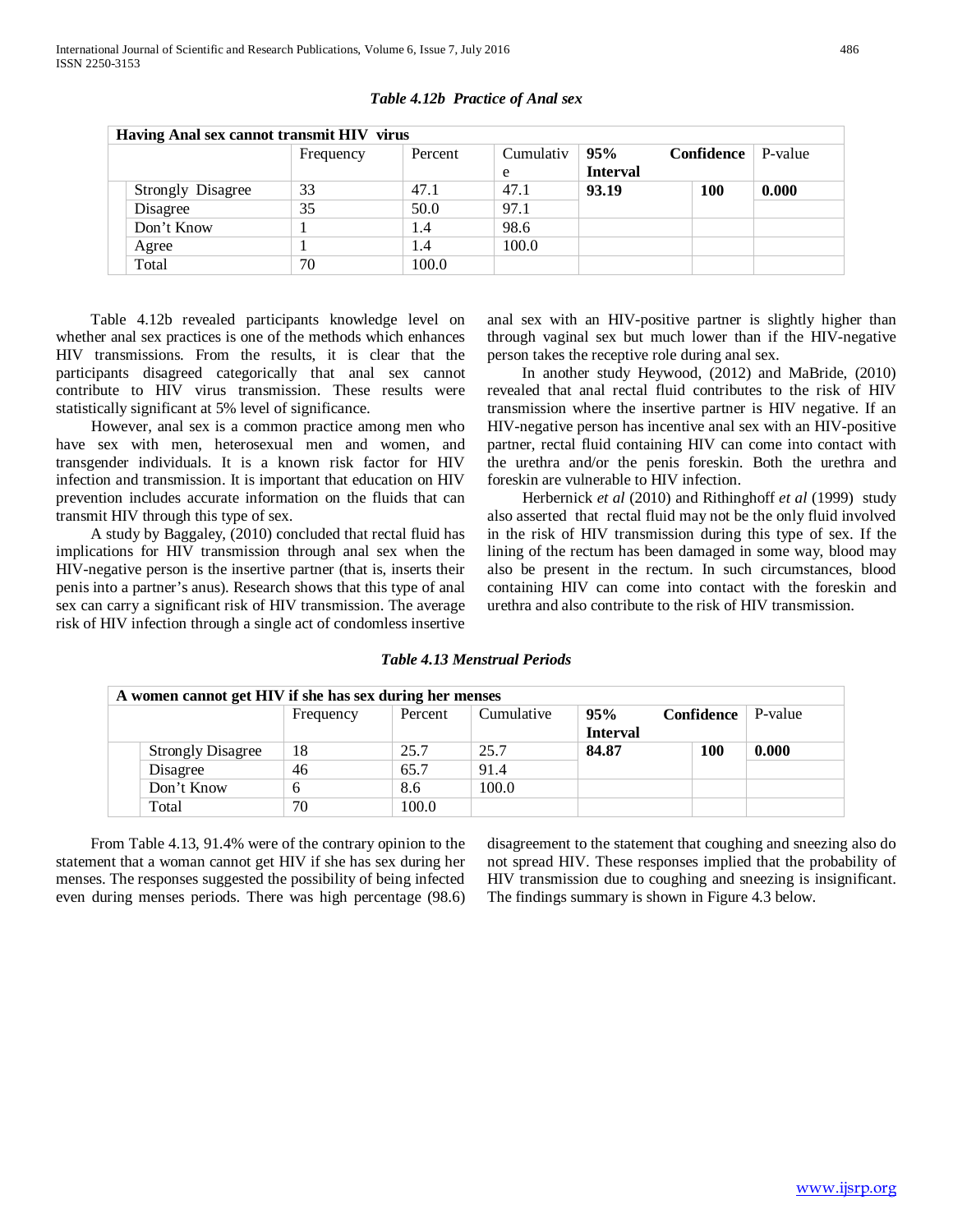*Table 4.12b Practice of Anal sex*

| Having Anal sex cannot transmit HIV virus | | | | | | |
|---|---|---|---|---|---|---|
| | Frequency | Percent | Cumulative | 95% Interval | Confidence | P-value |
| Strongly Disagree | 33 | 47.1 | 47.1 | **93.19** | **100** | **0.000** |
| Disagree | 35 | 50.0 | 97.1 | | | |
| Don't Know | 1 | 1.4 | 98.6 | | | |
| Agree | 1 | 1.4 | 100.0 | | | |
| Total | 70 | 100.0 | | | | |

Table 4.12b revealed participants knowledge level on whether anal sex practices is one of the methods which enhances HIV transmissions. From the results, it is clear that the participants disagreed categorically that anal sex cannot contribute to HIV virus transmission. These results were statistically significant at 5% level of significance.

However, anal sex is a common practice among men who have sex with men, heterosexual men and women, and transgender individuals. It is a known risk factor for HIV infection and transmission. It is important that education on HIV prevention includes accurate information on the fluids that can transmit HIV through this type of sex.

A study by Baggaley, (2010) concluded that rectal fluid has implications for HIV transmission through anal sex when the HIV-negative person is the insertive partner (that is, inserts their penis into a partner's anus). Research shows that this type of anal sex can carry a significant risk of HIV transmission. The average risk of HIV infection through a single act of condomless insertive anal sex with an HIV-positive partner is slightly higher than through vaginal sex but much lower than if the HIV-negative person takes the receptive role during anal sex.

In another study Heywood, (2012) and MaBride, (2010) revealed that anal rectal fluid contributes to the risk of HIV transmission where the insertive partner is HIV negative. If an HIV-negative person has incentive anal sex with an HIV-positive partner, rectal fluid containing HIV can come into contact with the urethra and/or the penis foreskin. Both the urethra and foreskin are vulnerable to HIV infection.

Herbernick *et al* (2010) and Rithinghoff *et al* (1999) study also asserted that rectal fluid may not be the only fluid involved in the risk of HIV transmission during this type of sex. If the lining of the rectum has been damaged in some way, blood may also be present in the rectum. In such circumstances, blood containing HIV can come into contact with the foreskin and urethra and also contribute to the risk of HIV transmission.

*Table 4.13 Menstrual Periods*

| A women cannot get HIV if she has sex during her menses | | | | | | |
|---|---|---|---|---|---|---|
| | Frequency | Percent | Cumulative | 95% Interval | Confidence | P-value |
| Strongly Disagree | 18 | 25.7 | 25.7 | **84.87** | **100** | **0.000** |
| Disagree | 46 | 65.7 | 91.4 | | | |
| Don't Know | 6 | 8.6 | 100.0 | | | |
| Total | 70 | 100.0 | | | | |

From Table 4.13, 91.4% were of the contrary opinion to the statement that a woman cannot get HIV if she has sex during her menses. The responses suggested the possibility of being infected even during menses periods. There was high percentage (98.6) disagreement to the statement that coughing and sneezing also do not spread HIV. These responses implied that the probability of HIV transmission due to coughing and sneezing is insignificant. The findings summary is shown in Figure 4.3 below.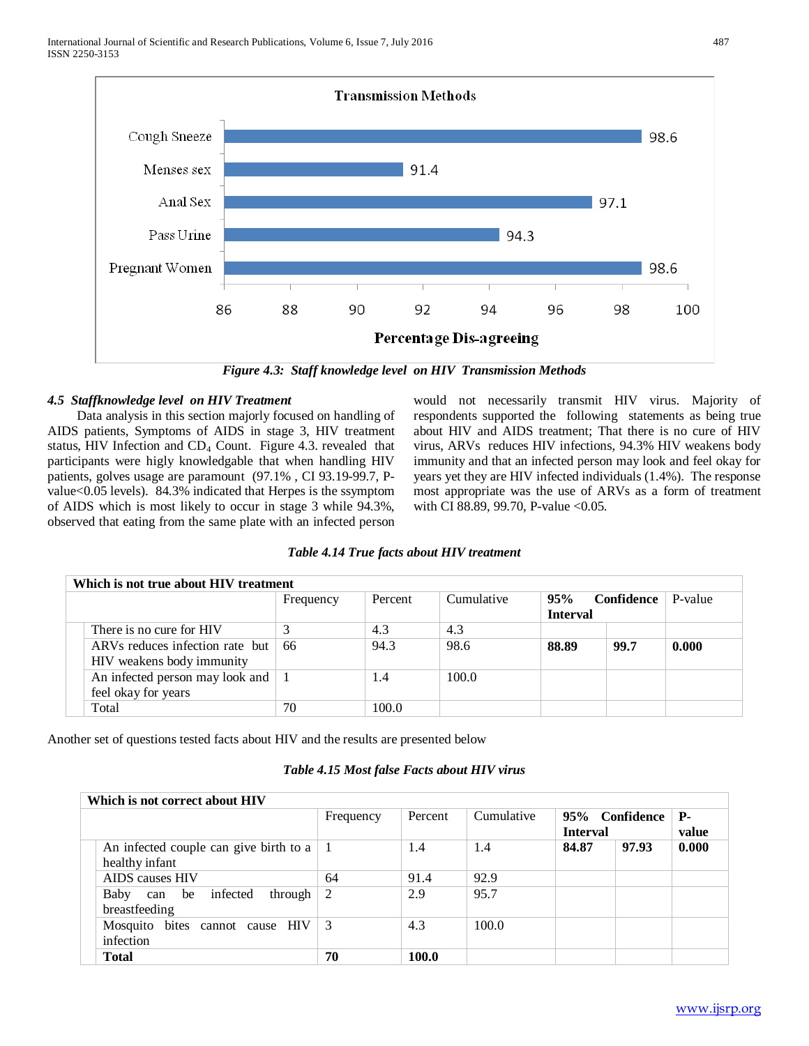Transmission Methods

| | Percentage Dis-agreeing |
|---|---|
| Cough Sneeze | 98.6 |
| Menses sex | 91.4 |
| Anal Sex | 97.1 |
| Pass Urine | 94.3 |
| Pregnant Women | 98.6 |

*Figure 4.3: Staff knowledge level on HIV Transmission Methods*

### *4.5 Staffknowledge level on HIV Treatment*

Data analysis in this section majorly focused on handling of AIDS patients, Symptoms of AIDS in stage 3, HIV treatment status, HIV Infection and $CD_4$ Count. Figure 4.3. revealed that participants were higly knowledgable that when handling HIV patients, golves usage are paramount (97.1% , CI 93.19-99.7, P-value<0.05 levels). 84.3% indicated that Herpes is the ssymptom of AIDS which is most likely to occur in stage 3 while 94.3%, observed that eating from the same plate with an infected person would not necessarily transmit HIV virus. Majority of respondents supported the following statements as being true about HIV and AIDS treatment; That there is no cure of HIV virus, ARVs reduces HIV infections, 94.3% HIV weakens body immunity and that an infected person may look and feel okay for years yet they are HIV infected individuals (1.4%). The response most appropriate was the use of ARVs as a form of treatment with CI 88.89, 99.70, P-value <0.05.

*Table 4.14 True facts about HIV treatment*

| **Which is not true about HIV treatment** | | | | | | |
|---|---|---|---|---|---|---|
| | Frequency | Percent | Cumulative | **95% Confidence Interval** | | P-value |
| There is no cure for HIV | 3 | 4.3 | 4.3 | | | |
| ARVs reduces infection rate but HIV weakens body immunity | 66 | 94.3 | 98.6 | **88.89** | **99.7** | **0.000** |
| An infected person may look and feel okay for years | 1 | 1.4 | 100.0 | | | |
| Total | 70 | 100.0 | | | | |

Another set of questions tested facts about HIV and the results are presented below

*Table 4.15 Most false Facts about HIV virus*

| **Which is not correct about HIV** | | | | | | |
|---|---|---|---|---|---|---|
| | Frequency | Percent | Cumulative | **95% Confidence Interval** | | **P-value** |
| An infected couple can give birth to a healthy infant | 1 | 1.4 | 1.4 | **84.87** | **97.93** | **0.000** |
| AIDS causes HIV | 64 | 91.4 | 92.9 | | | |
| Baby can be infected through breastfeeding | 2 | 2.9 | 95.7 | | | |
| Mosquito bites cannot cause HIV infection | 3 | 4.3 | 100.0 | | | |
| **Total** | **70** | **100.0** | | | | |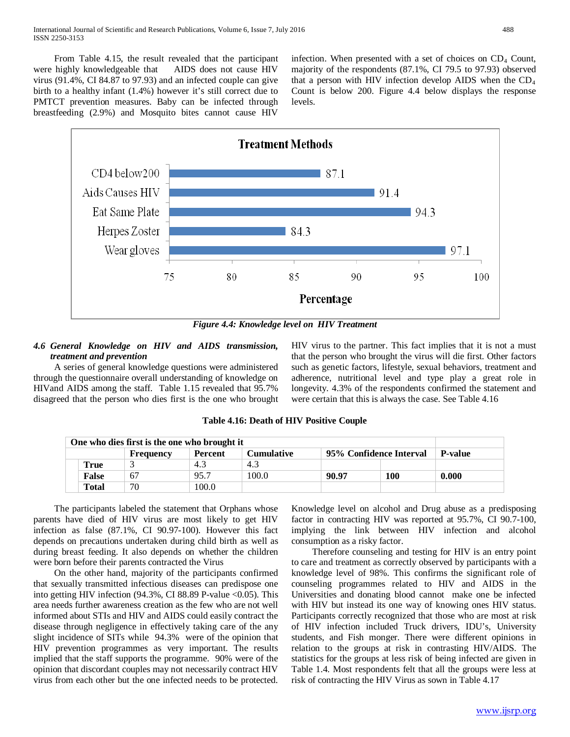From Table 4.15, the result revealed that the participant were highly knowledgeable that AIDS does not cause HIV virus (91.4%, CI 84.87 to 97.93) and an infected couple can give birth to a healthy infant (1.4%) however it's still correct due to PMTCT prevention measures. Baby can be infected through breastfeeding (2.9%) and Mosquito bites cannot cause HIV infection. When presented with a set of choices on $CD_4$ Count, majority of the respondents (87.1%, CI 79.5 to 97.93) observed that a person with HIV infection develop AIDS when the $CD_4$ Count is below 200. Figure 4.4 below displays the response levels.

**Treatment Methods**

| | Percentage |
|---|---|
| CD4 below200 | 87.1 |
| Aids Causes HIV | 91.4 |
| Eat Same Plate | 94.3 |
| Herpes Zoster | 84.3 |
| Wear gloves | 97.1 |

***Figure 4.4: Knowledge level on HIV Treatment***

### *4.6 General Knowledge on HIV and AIDS transmission, treatment and prevention*

A series of general knowledge questions were administered through the questionnaire overall understanding of knowledge on HIVand AIDS among the staff. Table 1.15 revealed that 95.7% disagreed that the person who dies first is the one who brought HIV virus to the partner. This fact implies that it is not a must that the person who brought the virus will die first. Other factors such as genetic factors, lifestyle, sexual behaviors, treatment and adherence, nutritional level and type play a great role in longevity. 4.3% of the respondents confirmed the statement and were certain that this is always the case. See Table 4.16

**Table 4.16: Death of HIV Positive Couple**

| One who dies first is the one who brought it | | | | | | |
|---|---|---|---|---|---|---|
| | **Frequency** | **Percent** | **Cumulative** | **95% Confidence Interval** | | **P-value** |
| **True** | 3 | 4.3 | 4.3 | | | |
| **False** | 67 | 95.7 | 100.0 | **90.97** | **100** | **0.000** |
| **Total** | 70 | 100.0 | | | | |

The participants labeled the statement that Orphans whose parents have died of HIV virus are most likely to get HIV infection as false (87.1%, CI 90.97-100). However this fact depends on precautions undertaken during child birth as well as during breast feeding. It also depends on whether the children were born before their parents contracted the Virus

On the other hand, majority of the participants confirmed that sexually transmitted infectious diseases can predispose one into getting HIV infection (94.3%, CI 88.89 P-value <0.05). This area needs further awareness creation as the few who are not well informed about STIs and HIV and AIDS could easily contract the disease through negligence in effectively taking care of the any slight incidence of SITs while 94.3% were of the opinion that HIV prevention programmes as very important. The results implied that the staff supports the programme. 90% were of the opinion that discordant couples may not necessarily contract HIV virus from each other but the one infected needs to be protected. Knowledge level on alcohol and Drug abuse as a predisposing factor in contracting HIV was reported at 95.7%, CI 90.7-100, implying the link between HIV infection and alcohol consumption as a risky factor.

Therefore counseling and testing for HIV is an entry point to care and treatment as correctly observed by participants with a knowledge level of 98%. This confirms the significant role of counseling programmes related to HIV and AIDS in the Universities and donating blood cannot make one be infected with HIV but instead its one way of knowing ones HIV status. Participants correctly recognized that those who are most at risk of HIV infection included Truck drivers, IDU's, University students, and Fish monger. There were different opinions in relation to the groups at risk in contrasting HIV/AIDS. The statistics for the groups at less risk of being infected are given in Table 1.4. Most respondents felt that all the groups were less at risk of contracting the HIV Virus as sown in Table 4.17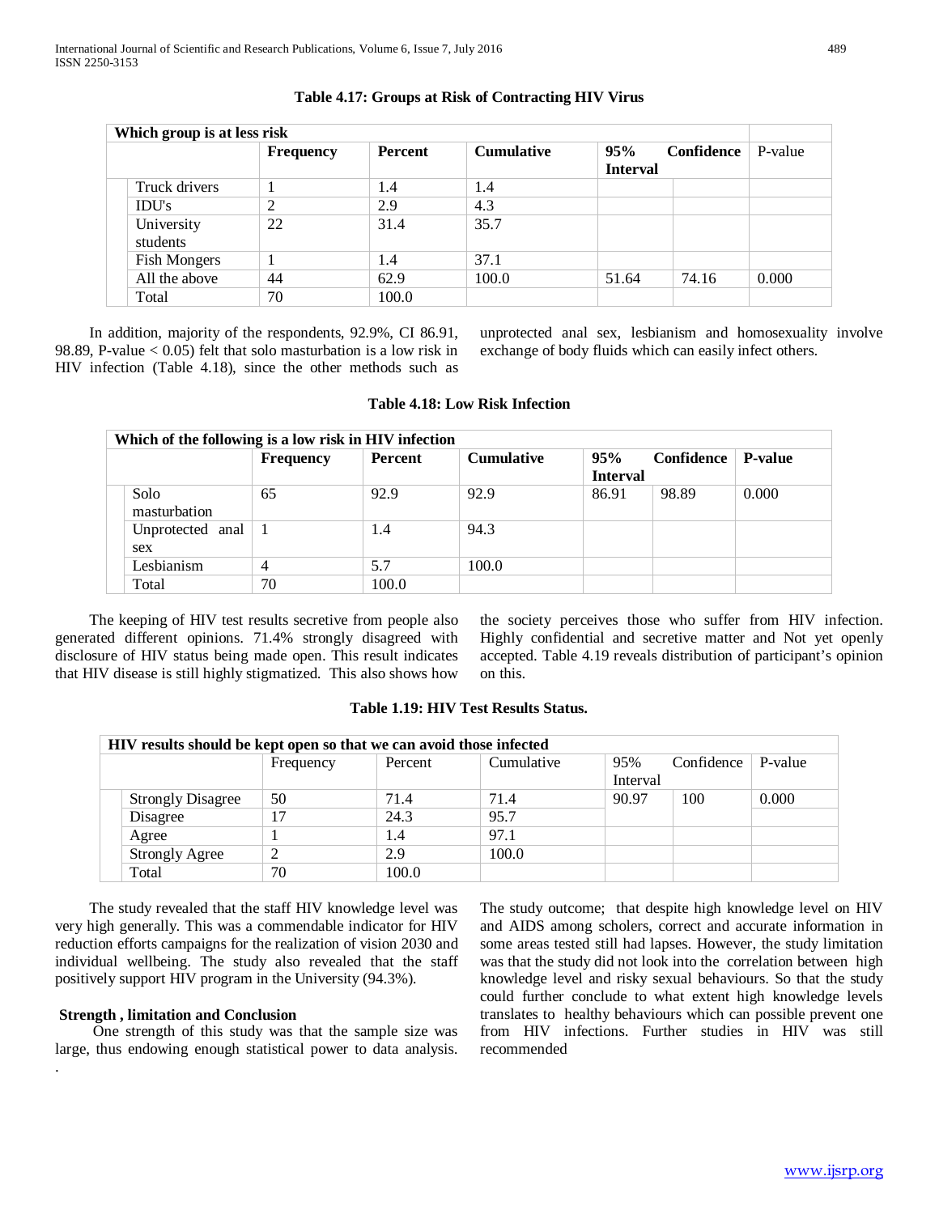**Table 4.17: Groups at Risk of Contracting HIV Virus**

| Which group is at less risk | | | | | | |
|---|---|---|---|---|---|---|
| | Frequency | Percent | Cumulative | 95% Confidence Interval | | P-value |
| Truck drivers | 1 | 1.4 | 1.4 | | | |
| IDU's | 2 | 2.9 | 4.3 | | | |
| University students | 22 | 31.4 | 35.7 | | | |
| Fish Mongers | 1 | 1.4 | 37.1 | | | |
| All the above | 44 | 62.9 | 100.0 | 51.64 | 74.16 | 0.000 |
| Total | 70 | 100.0 | | | | |

In addition, majority of the respondents, 92.9%, CI 86.91, 98.89, P-value < 0.05) felt that solo masturbation is a low risk in HIV infection (Table 4.18), since the other methods such as unprotected anal sex, lesbianism and homosexuality involve exchange of body fluids which can easily infect others.

**Table 4.18: Low Risk Infection**

| Which of the following is a low risk in HIV infection | | | | | | |
|---|---|---|---|---|---|---|
| | Frequency | Percent | Cumulative | 95% Confidence Interval | | P-value |
| Solo masturbation | 65 | 92.9 | 92.9 | 86.91 | 98.89 | 0.000 |
| Unprotected anal sex | 1 | 1.4 | 94.3 | | | |
| Lesbianism | 4 | 5.7 | 100.0 | | | |
| Total | 70 | 100.0 | | | | |

The keeping of HIV test results secretive from people also generated different opinions. 71.4% strongly disagreed with disclosure of HIV status being made open. This result indicates that HIV disease is still highly stigmatized. This also shows how the society perceives those who suffer from HIV infection. Highly confidential and secretive matter and Not yet openly accepted. Table 4.19 reveals distribution of participant's opinion on this.

**Table 1.19: HIV Test Results Status.**

| HIV results should be kept open so that we can avoid those infected | | | | | | |
|---|---|---|---|---|---|---|
| | Frequency | Percent | Cumulative | 95% Confidence Interval | | P-value |
| Strongly Disagree | 50 | 71.4 | 71.4 | 90.97 | 100 | 0.000 |
| Disagree | 17 | 24.3 | 95.7 | | | |
| Agree | 1 | 1.4 | 97.1 | | | |
| Strongly Agree | 2 | 2.9 | 100.0 | | | |
| Total | 70 | 100.0 | | | | |

The study revealed that the staff HIV knowledge level was very high generally. This was a commendable indicator for HIV reduction efforts campaigns for the realization of vision 2030 and individual wellbeing. The study also revealed that the staff positively support HIV program in the University (94.3%).

### Strength , limitation and Conclusion

One strength of this study was that the sample size was large, thus endowing enough statistical power to data analysis. The study outcome; that despite high knowledge level on HIV and AIDS among scholers, correct and accurate information in some areas tested still had lapses. However, the study limitation was that the study did not look into the correlation between high knowledge level and risky sexual behaviours. So that the study could further conclude to what extent high knowledge levels translates to healthy behaviours which can possible prevent one from HIV infections. Further studies in HIV was still recommended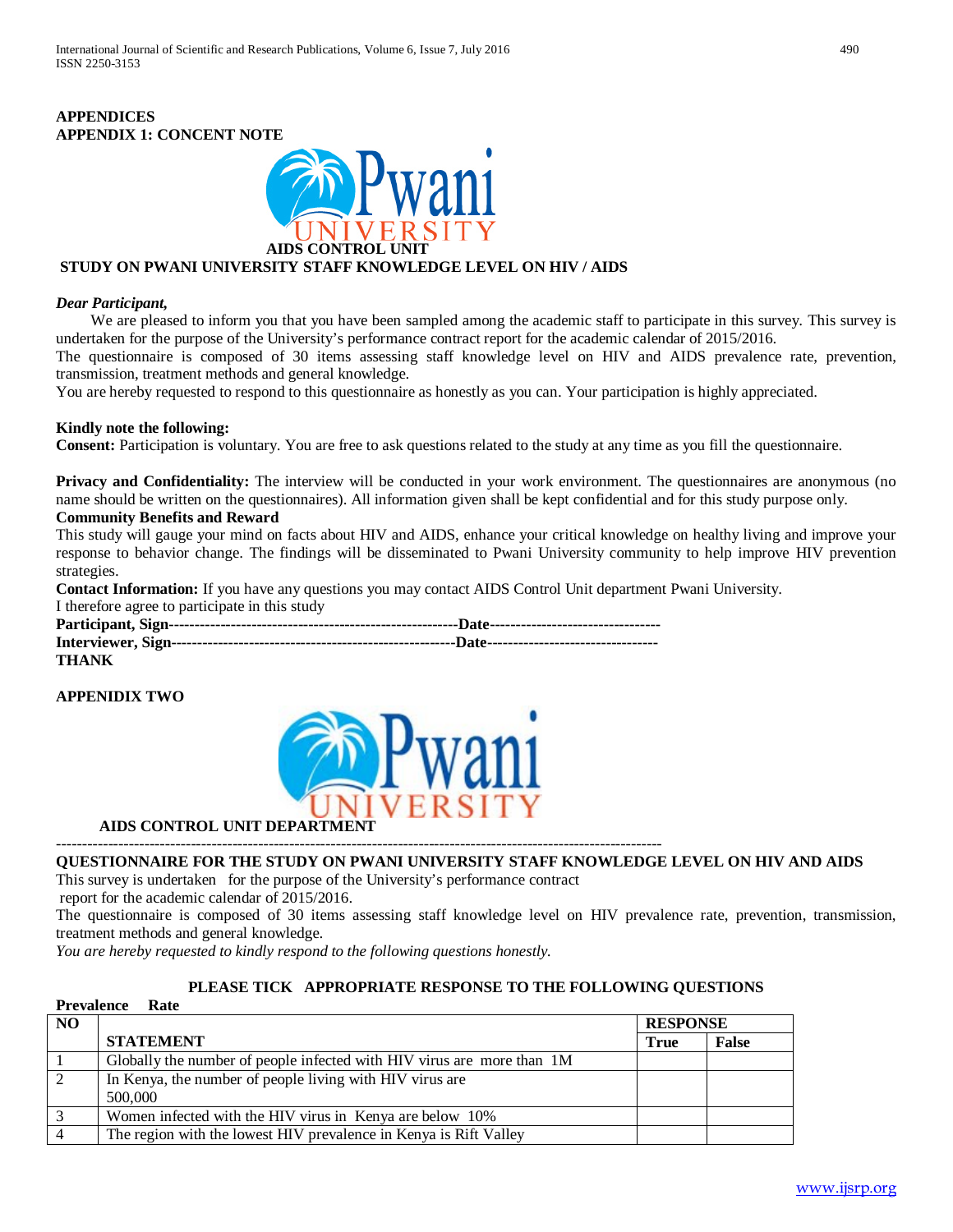## APPENDICES

### APPENDIX 1: CONCENT NOTE

**AIDS CONTROL UNIT**

**STUDY ON PWANI UNIVERSITY STAFF KNOWLEDGE LEVEL ON HIV / AIDS**

***Dear Participant,***

We are pleased to inform you that you have been sampled among the academic staff to participate in this survey. This survey is undertaken for the purpose of the University's performance contract report for the academic calendar of 2015/2016.

The questionnaire is composed of 30 items assessing staff knowledge level on HIV and AIDS prevalence rate, prevention, transmission, treatment methods and general knowledge.

You are hereby requested to respond to this questionnaire as honestly as you can. Your participation is highly appreciated.

**Kindly note the following:**

**Consent:** Participation is voluntary. You are free to ask questions related to the study at any time as you fill the questionnaire.

**Privacy and Confidentiality:** The interview will be conducted in your work environment. The questionnaires are anonymous (no name should be written on the questionnaires). All information given shall be kept confidential and for this study purpose only.

**Community Benefits and Reward**

This study will gauge your mind on facts about HIV and AIDS, enhance your critical knowledge on healthy living and improve your response to behavior change. The findings will be disseminated to Pwani University community to help improve HIV prevention strategies.

**Contact Information:** If you have any questions you may contact AIDS Control Unit department Pwani University.

I therefore agree to participate in this study

**Participant, Sign-------------------------------------------------------Date---------------------------------**

**Interviewer, Sign------------------------------------------------------Date---------------------------------**

**THANK**

### APPENIDIX TWO

**AIDS CONTROL UNIT DEPARTMENT**

---

**QUESTIONNAIRE FOR THE STUDY ON PWANI UNIVERSITY STAFF KNOWLEDGE LEVEL ON HIV AND AIDS**

This survey is undertaken for the purpose of the University's performance contract report for the academic calendar of 2015/2016.

The questionnaire is composed of 30 items assessing staff knowledge level on HIV prevalence rate, prevention, transmission, treatment methods and general knowledge.

*You are hereby requested to kindly respond to the following questions honestly.*

**PLEASE TICK APPROPRIATE RESPONSE TO THE FOLLOWING QUESTIONS**

**Prevalence Rate**

| NO | STATEMENT | RESPONSE | |
|---|---|---|---|
| | | True | False |
| 1 | Globally the number of people infected with HIV virus are more than 1M | | |
| 2 | In Kenya, the number of people living with HIV virus are 500,000 | | |
| 3 | Women infected with the HIV virus in Kenya are below 10% | | |
| 4 | The region with the lowest HIV prevalence in Kenya is Rift Valley | | |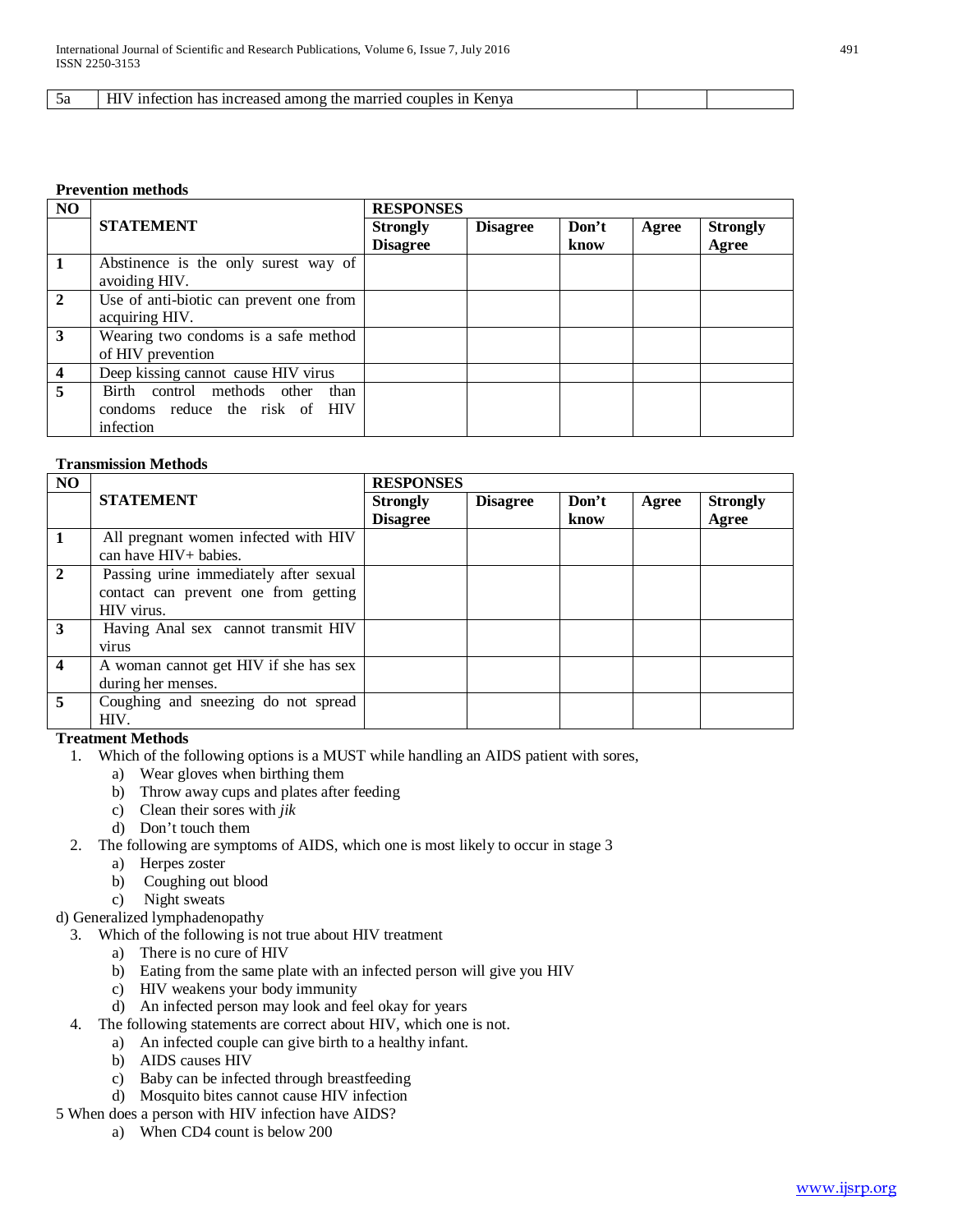| 5a | HIV infection has increased among the married couples in Kenya | | |
|---|---|---|---|

**Prevention methods**

| NO | STATEMENT | RESPONSES | | | | |
|---|---|---|---|---|---|---|
| | | **Strongly Disagree** | **Disagree** | **Don't know** | **Agree** | **Strongly Agree** |
| **1** | Abstinence is the only surest way of avoiding HIV. | | | | | |
| **2** | Use of anti-biotic can prevent one from acquiring HIV. | | | | | |
| **3** | Wearing two condoms is a safe method of HIV prevention | | | | | |
| **4** | Deep kissing cannot cause HIV virus | | | | | |
| **5** | Birth control methods other than condoms reduce the risk of HIV infection | | | | | |

**Transmission Methods**

| NO | STATEMENT | RESPONSES | | | | |
|---|---|---|---|---|---|---|
| | | **Strongly Disagree** | **Disagree** | **Don't know** | **Agree** | **Strongly Agree** |
| **1** | All pregnant women infected with HIV can have HIV+ babies. | | | | | |
| **2** | Passing urine immediately after sexual contact can prevent one from getting HIV virus. | | | | | |
| **3** | Having Anal sex cannot transmit HIV virus | | | | | |
| **4** | A woman cannot get HIV if she has sex during her menses. | | | | | |
| **5** | Coughing and sneezing do not spread HIV. | | | | | |

**Treatment Methods**

1. Which of the following options is a MUST while handling an AIDS patient with sores,
   a) Wear gloves when birthing them
   b) Throw away cups and plates after feeding
   c) Clean their sores with *jik*
   d) Don't touch them
2. The following are symptoms of AIDS, which one is most likely to occur in stage 3
   a) Herpes zoster
   b) Coughing out blood
   c) Night sweats
   d) Generalized lymphadenopathy
3. Which of the following is not true about HIV treatment
   a) There is no cure of HIV
   b) Eating from the same plate with an infected person will give you HIV
   c) HIV weakens your body immunity
   d) An infected person may look and feel okay for years
4. The following statements are correct about HIV, which one is not.
   a) An infected couple can give birth to a healthy infant.
   b) AIDS causes HIV
   c) Baby can be infected through breastfeeding
   d) Mosquito bites cannot cause HIV infection
5. When does a person with HIV infection have AIDS?
   a) When CD4 count is below 200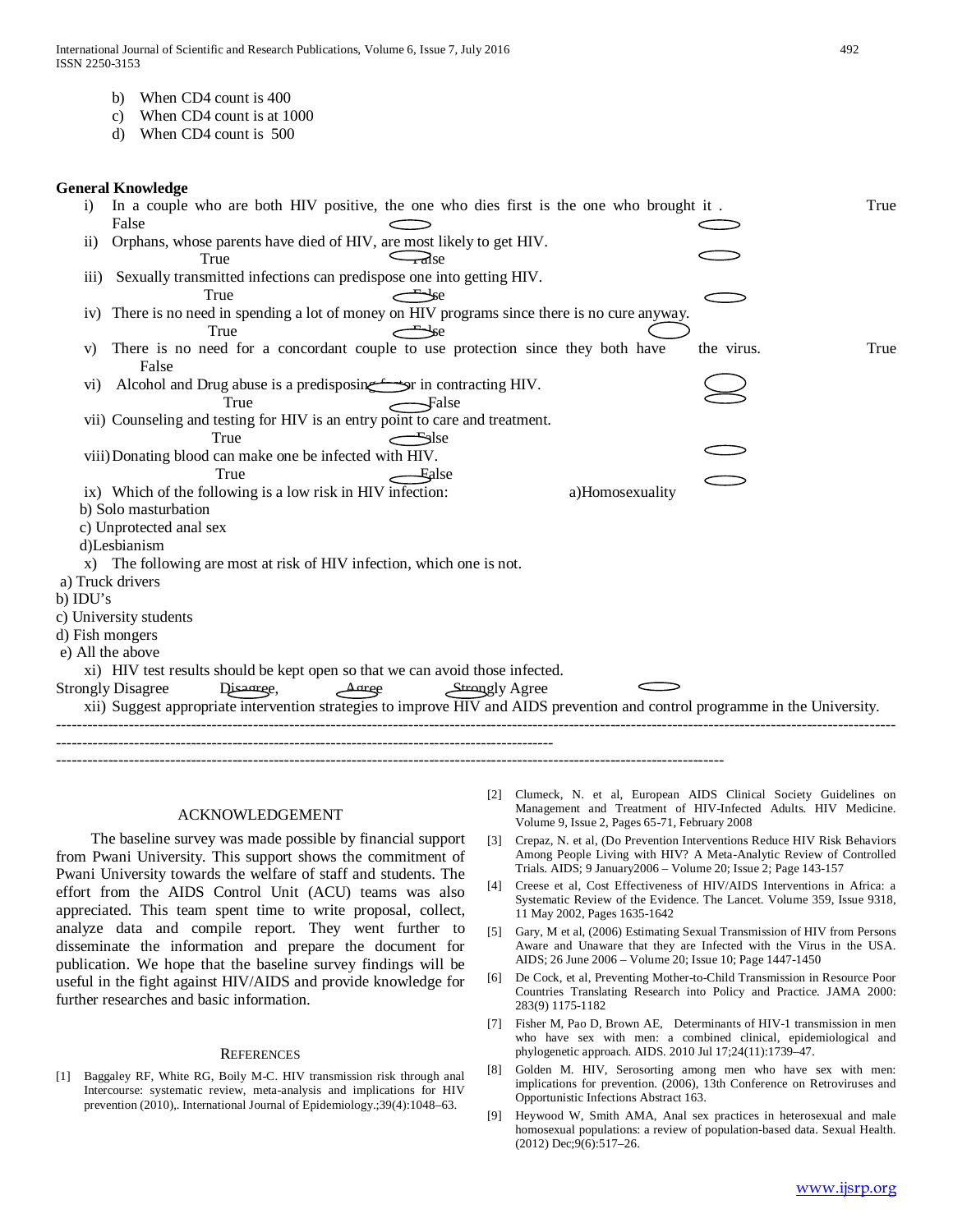b) When CD4 count is 400
c) When CD4 count is at 1000
d) When CD4 count is 500

**General Knowledge**

i) In a couple who are both HIV positive, the one who dies first is the one who brought it . True False

ii) Orphans, whose parents have died of HIV, are most likely to get HIV. True False

iii) Sexually transmitted infections can predispose one into getting HIV. True False

iv) There is no need in spending a lot of money on HIV programs since there is no cure anyway. True False

v) There is no need for a concordant couple to use protection since they both have the virus. True False

vi) Alcohol and Drug abuse is a predisposing factor in contracting HIV. True False

vii) Counseling and testing for HIV is an entry point to care and treatment. True False

viii) Donating blood can make one be infected with HIV. True False

ix) Which of the following is a low risk in HIV infection: a) Homosexuality
b) Solo masturbation
c) Unprotected anal sex
d) Lesbianism

x) The following are most at risk of HIV infection, which one is not.
a) Truck drivers
b) IDU's
c) University students
d) Fish mongers
e) All the above

xi) HIV test results should be kept open so that we can avoid those infected.
Strongly Disagree Disagree, Agree Strongly Agree

xii) Suggest appropriate intervention strategies to improve HIV and AIDS prevention and control programme in the University.

---

---

---

## ACKNOWLEDGEMENT

The baseline survey was made possible by financial support from Pwani University. This support shows the commitment of Pwani University towards the welfare of staff and students. The effort from the AIDS Control Unit (ACU) teams was also appreciated. This team spent time to write proposal, collect, analyze data and compile report. They went further to disseminate the information and prepare the document for publication. We hope that the baseline survey findings will be useful in the fight against HIV/AIDS and provide knowledge for further researches and basic information.

## REFERENCES

[1] Baggaley RF, White RG, Boily M-C. HIV transmission risk through anal Intercourse: systematic review, meta-analysis and implications for HIV prevention (2010),. International Journal of Epidemiology.;39(4):1048–63.

[2] Clumeck, N. et al, European AIDS Clinical Society Guidelines on Management and Treatment of HIV-Infected Adults. HIV Medicine. Volume 9, Issue 2, Pages 65-71, February 2008

[3] Crepaz, N. et al, (Do Prevention Interventions Reduce HIV Risk Behaviors Among People Living with HIV? A Meta-Analytic Review of Controlled Trials. AIDS; 9 January2006 – Volume 20; Issue 2; Page 143-157

[4] Creese et al, Cost Effectiveness of HIV/AIDS Interventions in Africa: a Systematic Review of the Evidence. The Lancet. Volume 359, Issue 9318, 11 May 2002, Pages 1635-1642

[5] Gary, M et al, (2006) Estimating Sexual Transmission of HIV from Persons Aware and Unaware that they are Infected with the Virus in the USA. AIDS; 26 June 2006 – Volume 20; Issue 10; Page 1447-1450

[6] De Cock, et al, Preventing Mother-to-Child Transmission in Resource Poor Countries Translating Research into Policy and Practice. JAMA 2000: 283(9) 1175-1182

[7] Fisher M, Pao D, Brown AE, Determinants of HIV-1 transmission in men who have sex with men: a combined clinical, epidemiological and phylogenetic approach. AIDS. 2010 Jul 17;24(11):1739–47.

[8] Golden M. HIV, Serosorting among men who have sex with men: implications for prevention. (2006), 13th Conference on Retroviruses and Opportunistic Infections Abstract 163.

[9] Heywood W, Smith AMA, Anal sex practices in heterosexual and male homosexual populations: a review of population-based data. Sexual Health. (2012) Dec;9(6):517–26.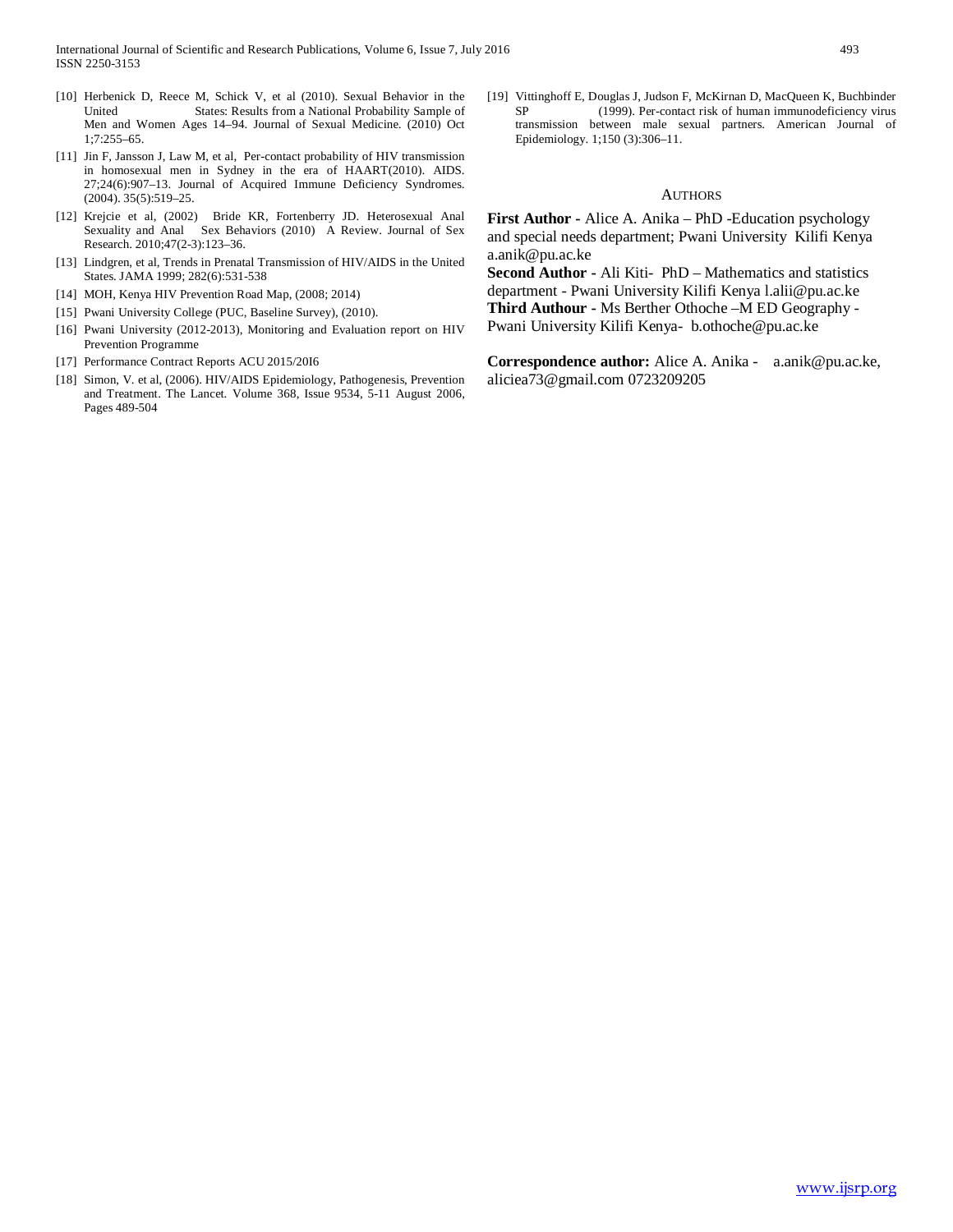[10] Herbenick D, Reece M, Schick V, et al (2010). Sexual Behavior in the United States: Results from a National Probability Sample of Men and Women Ages 14–94. Journal of Sexual Medicine. (2010) Oct 1;7:255–65.

[11] Jin F, Jansson J, Law M, et al, Per-contact probability of HIV transmission in homosexual men in Sydney in the era of HAART(2010). AIDS. 27;24(6):907–13. Journal of Acquired Immune Deficiency Syndromes. (2004). 35(5):519–25.

[12] Krejcie et al, (2002) Bride KR, Fortenberry JD. Heterosexual Anal Sexuality and Anal Sex Behaviors (2010) A Review. Journal of Sex Research. 2010;47(2-3):123–36.

[13] Lindgren, et al, Trends in Prenatal Transmission of HIV/AIDS in the United States. JAMA 1999; 282(6):531-538

[14] MOH, Kenya HIV Prevention Road Map, (2008; 2014)

[15] Pwani University College (PUC, Baseline Survey), (2010).

[16] Pwani University (2012-2013), Monitoring and Evaluation report on HIV Prevention Programme

[17] Performance Contract Reports ACU 2015/20I6

[18] Simon, V. et al, (2006). HIV/AIDS Epidemiology, Pathogenesis, Prevention and Treatment. The Lancet. Volume 368, Issue 9534, 5-11 August 2006, Pages 489-504

[19] Vittinghoff E, Douglas J, Judson F, McKirnan D, MacQueen K, Buchbinder SP (1999). Per-contact risk of human immunodeficiency virus transmission between male sexual partners. American Journal of Epidemiology. 1;150 (3):306–11.

## Authors

**First Author** - Alice A. Anika – PhD -Education psychology and special needs department; Pwani University Kilifi Kenya a.anik@pu.ac.ke

**Second Author** - Ali Kiti- PhD – Mathematics and statistics department - Pwani University Kilifi Kenya l.alii@pu.ac.ke

**Third Authour** - Ms Berther Othoche –M ED Geography - Pwani University Kilifi Kenya- b.othoche@pu.ac.ke

**Correspondence author:** Alice A. Anika - a.anik@pu.ac.ke, aliciea73@gmail.com 0723209205